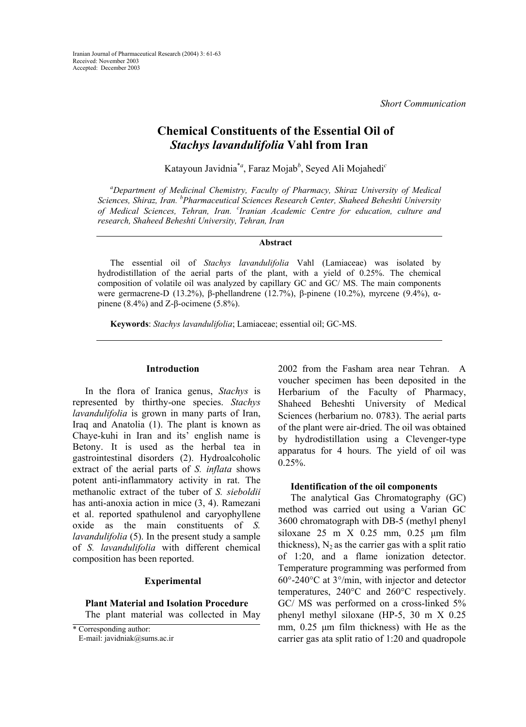Iranian Journal of Pharmaceutical Research (2004) 3: 61-63
Received: November 2003
Accepted: December 2003

*Short Communication*

# Chemical Constituents of the Essential Oil of *Stachys lavandulifolia* Vahl from Iran

Katayoun Javidnia[*a], Faraz Mojab[b], Seyed Ali Mojahedi[c]

[a]*Department of Medicinal Chemistry, Faculty of Pharmacy, Shiraz University of Medical Sciences, Shiraz, Iran.* [b]*Pharmaceutical Sciences Research Center, Shaheed Beheshti University of Medical Sciences, Tehran, Iran.* [c]*Iranian Academic Centre for education, culture and research, Shaheed Beheshti University, Tehran, Iran*

## Abstract

The essential oil of *Stachys lavandulifolia* Vahl (Lamiaceae) was isolated by hydrodistillation of the aerial parts of the plant, with a yield of 0.25%. The chemical composition of volatile oil was analyzed by capillary GC and GC/ MS. The main components were germacrene-D (13.2%), β-phellandrene (12.7%), β-pinene (10.2%), myrcene (9.4%), α-pinene (8.4%) and Z-β-ocimene (5.8%).

**Keywords**: *Stachys lavandulifolia*; Lamiaceae; essential oil; GC-MS.

## Introduction

In the flora of Iranica genus, *Stachys* is represented by thirty-one species. *Stachys lavandulifolia* is grown in many parts of Iran, Iraq and Anatolia (1). The plant is known as Chaye-kuhi in Iran and its' english name is Betony. It is used as the herbal tea in gastrointestinal disorders (2). Hydroalcoholic extract of the aerial parts of *S. inflata* shows potent anti-inflammatory activity in rat. The methanolic extract of the tuber of *S. sieboldii* has anti-anoxia action in mice (3, 4). Ramezani et al. reported spathulenol and caryophyllene oxide as the main constituents of *S. lavandulifolia* (5). In the present study a sample of *S. lavandulifolia* with different chemical composition has been reported.

## Experimental

### Plant Material and Isolation Procedure

The plant material was collected in May 2002 from the Fasham area near Tehran. A voucher specimen has been deposited in the Herbarium of the Faculty of Pharmacy, Shaheed Beheshti University of Medical Sciences (herbarium no. 0783). The aerial parts of the plant were air-dried. The oil was obtained by hydrodistillation using a Clevenger-type apparatus for 4 hours. The yield of oil was 0.25%.

### Identification of the oil components

The analytical Gas Chromatography (GC) method was carried out using a Varian GC 3600 chromatograph with DB-5 (methyl phenyl siloxane 25 m X 0.25 mm, 0.25 μm film thickness), $N_2$ as the carrier gas with a split ratio of 1:20, and a flame ionization detector. Temperature programming was performed from 60°-240°C at 3°/min, with injector and detector temperatures, 240°C and 260°C respectively. GC/ MS was performed on a cross-linked 5% phenyl methyl siloxane (HP-5, 30 m X 0.25 mm, 0.25 μm film thickness) with He as the carrier gas ata split ratio of 1:20 and quadropole

\* Corresponding author:
E-mail: javidniak@sums.ac.ir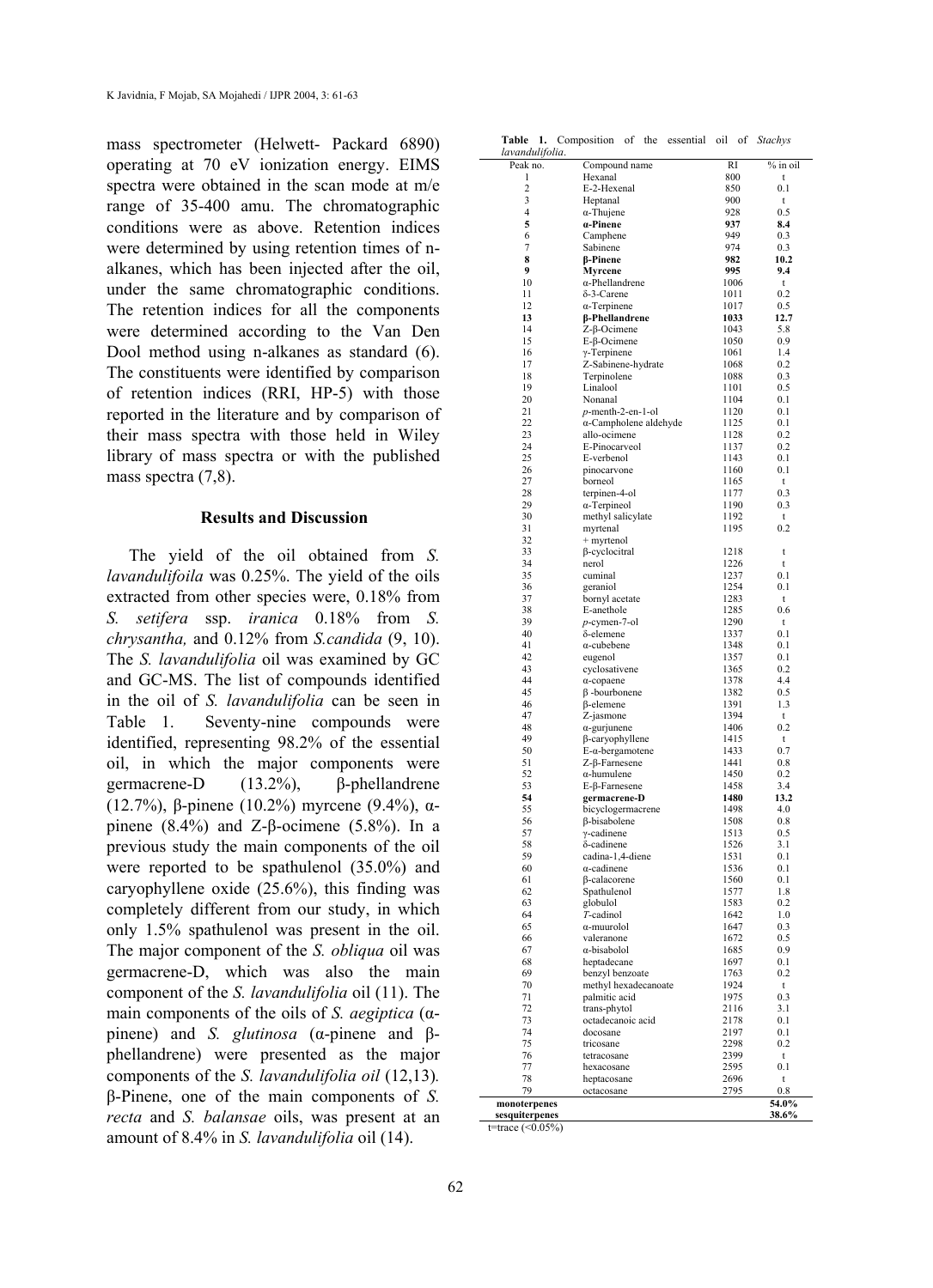mass spectrometer (Helwett- Packard 6890) operating at 70 eV ionization energy. EIMS spectra were obtained in the scan mode at m/e range of 35-400 amu. The chromatographic conditions were as above. Retention indices were determined by using retention times of n-alkanes, which has been injected after the oil, under the same chromatographic conditions. The retention indices for all the components were determined according to the Van Den Dool method using n-alkanes as standard (6). The constituents were identified by comparison of retention indices (RRI, HP-5) with those reported in the literature and by comparison of their mass spectra with those held in Wiley library of mass spectra or with the published mass spectra (7,8).

## Results and Discussion

The yield of the oil obtained from *S. lavandulifoila* was 0.25%. The yield of the oils extracted from other species were, 0.18% from *S. setifera* ssp. *iranica* 0.18% from *S. chrysantha,* and 0.12% from *S.candida* (9, 10). The *S. lavandulifolia* oil was examined by GC and GC-MS. The list of compounds identified in the oil of *S. lavandulifolia* can be seen in Table 1. Seventy-nine compounds were identified, representing 98.2% of the essential oil, in which the major components were germacrene-D (13.2%), β-phellandrene (12.7%), β-pinene (10.2%) myrcene (9.4%), α-pinene (8.4%) and Z-β-ocimene (5.8%). In a previous study the main components of the oil were reported to be spathulenol (35.0%) and caryophyllene oxide (25.6%), this finding was completely different from our study, in which only 1.5% spathulenol was present in the oil. The major component of the *S. obliqua* oil was germacrene-D, which was also the main component of the *S. lavandulifolia* oil (11). The main components of the oils of *S. aegiptica* (α-pinene) and *S. glutinosa* (α-pinene and β-phellandrene) were presented as the major components of the *S. lavandulifolia oil* (12,13)*.* β-Pinene, one of the main components of *S. recta* and *S. balansae* oils, was present at an amount of 8.4% in *S. lavandulifolia* oil (14).

**Table 1.** Composition of the essential oil of *Stachys lavandulifolia*.

| Peak no. | Compound name | RI | % in oil |
|---|---|---|---|
| 1 | Hexanal | 800 | t |
| 2 | E-2-Hexenal | 850 | 0.1 |
| 3 | Heptanal | 900 | t |
| 4 | α-Thujene | 928 | 0.5 |
| **5** | **α-Pinene** | **937** | **8.4** |
| 6 | Camphene | 949 | 0.3 |
| 7 | Sabinene | 974 | 0.3 |
| **8** | **β-Pinene** | **982** | **10.2** |
| **9** | **Myrcene** | **995** | **9.4** |
| 10 | α-Phellandrene | 1006 | t |
| 11 | δ-3-Carene | 1011 | 0.2 |
| 12 | α-Terpinene | 1017 | 0.5 |
| **13** | **β-Phellandrene** | **1033** | **12.7** |
| 14 | Z-β-Ocimene | 1043 | 5.8 |
| 15 | E-β-Ocimene | 1050 | 0.9 |
| 16 | γ-Terpinene | 1061 | 1.4 |
| 17 | Z-Sabinene-hydrate | 1068 | 0.2 |
| 18 | Terpinolene | 1088 | 0.3 |
| 19 | Linalool | 1101 | 0.5 |
| 20 | Nonanal | 1104 | 0.1 |
| 21 | *p*-menth-2-en-1-ol | 1120 | 0.1 |
| 22 | α-Campholene aldehyde | 1125 | 0.1 |
| 23 | allo-ocimene | 1128 | 0.2 |
| 24 | E-Pinocarveol | 1137 | 0.2 |
| 25 | E-verbenol | 1143 | 0.1 |
| 26 | pinocarvone | 1160 | 0.1 |
| 27 | borneol | 1165 | t |
| 28 | terpinen-4-ol | 1177 | 0.3 |
| 29 | α-Terpineol | 1190 | 0.3 |
| 30 | methyl salicylate | 1192 | t |
| 31 | myrtenal | 1195 | 0.2 |
| 32 | + myrtenol | | |
| 33 | β-cyclocitral | 1218 | t |
| 34 | nerol | 1226 | t |
| 35 | cuminal | 1237 | 0.1 |
| 36 | geraniol | 1254 | 0.1 |
| 37 | bornyl acetate | 1283 | t |
| 38 | E-anethole | 1285 | 0.6 |
| 39 | *p*-cymen-7-ol | 1290 | t |
| 40 | δ-elemene | 1337 | 0.1 |
| 41 | α-cubebene | 1348 | 0.1 |
| 42 | eugenol | 1357 | 0.1 |
| 43 | cyclosativene | 1365 | 0.2 |
| 44 | α-copaene | 1378 | 4.4 |
| 45 | β -bourbonene | 1382 | 0.5 |
| 46 | β-elemene | 1391 | 1.3 |
| 47 | Z-jasmone | 1394 | t |
| 48 | α-gurjunene | 1406 | 0.2 |
| 49 | β-caryophyllene | 1415 | t |
| 50 | E-α-bergamotene | 1433 | 0.7 |
| 51 | Z-β-Farnesene | 1441 | 0.8 |
| 52 | α-humulene | 1450 | 0.2 |
| 53 | E-β-Farnesene | 1458 | 3.4 |
| **54** | **germacrene-D** | **1480** | **13.2** |
| 55 | bicyclogermacrene | 1498 | 4.0 |
| 56 | β-bisabolene | 1508 | 0.8 |
| 57 | γ-cadinene | 1513 | 0.5 |
| 58 | δ-cadinene | 1526 | 3.1 |
| 59 | cadina-1,4-diene | 1531 | 0.1 |
| 60 | α-cadinene | 1536 | 0.1 |
| 61 | β-calacorene | 1560 | 0.1 |
| 62 | Spathulenol | 1577 | 1.8 |
| 63 | globulol | 1583 | 0.2 |
| 64 | *T*-cadinol | 1642 | 1.0 |
| 65 | α-muurolol | 1647 | 0.3 |
| 66 | valeranone | 1672 | 0.5 |
| 67 | α-bisabolol | 1685 | 0.9 |
| 68 | heptadecane | 1697 | 0.1 |
| 69 | benzyl benzoate | 1763 | 0.2 |
| 70 | methyl hexadecanoate | 1924 | t |
| 71 | palmitic acid | 1975 | 0.3 |
| 72 | trans-phytol | 2116 | 3.1 |
| 73 | octadecanoic acid | 2178 | 0.1 |
| 74 | docosane | 2197 | 0.1 |
| 75 | tricosane | 2298 | 0.2 |
| 76 | tetracosane | 2399 | t |
| 77 | hexacosane | 2595 | 0.1 |
| 78 | heptacosane | 2696 | t |
| 79 | octacosane | 2795 | 0.8 |
| **monoterpenes** | | | **54.0%** |
| **sesquiterpenes** | | | **38.6%** |

t=trace (<0.05%)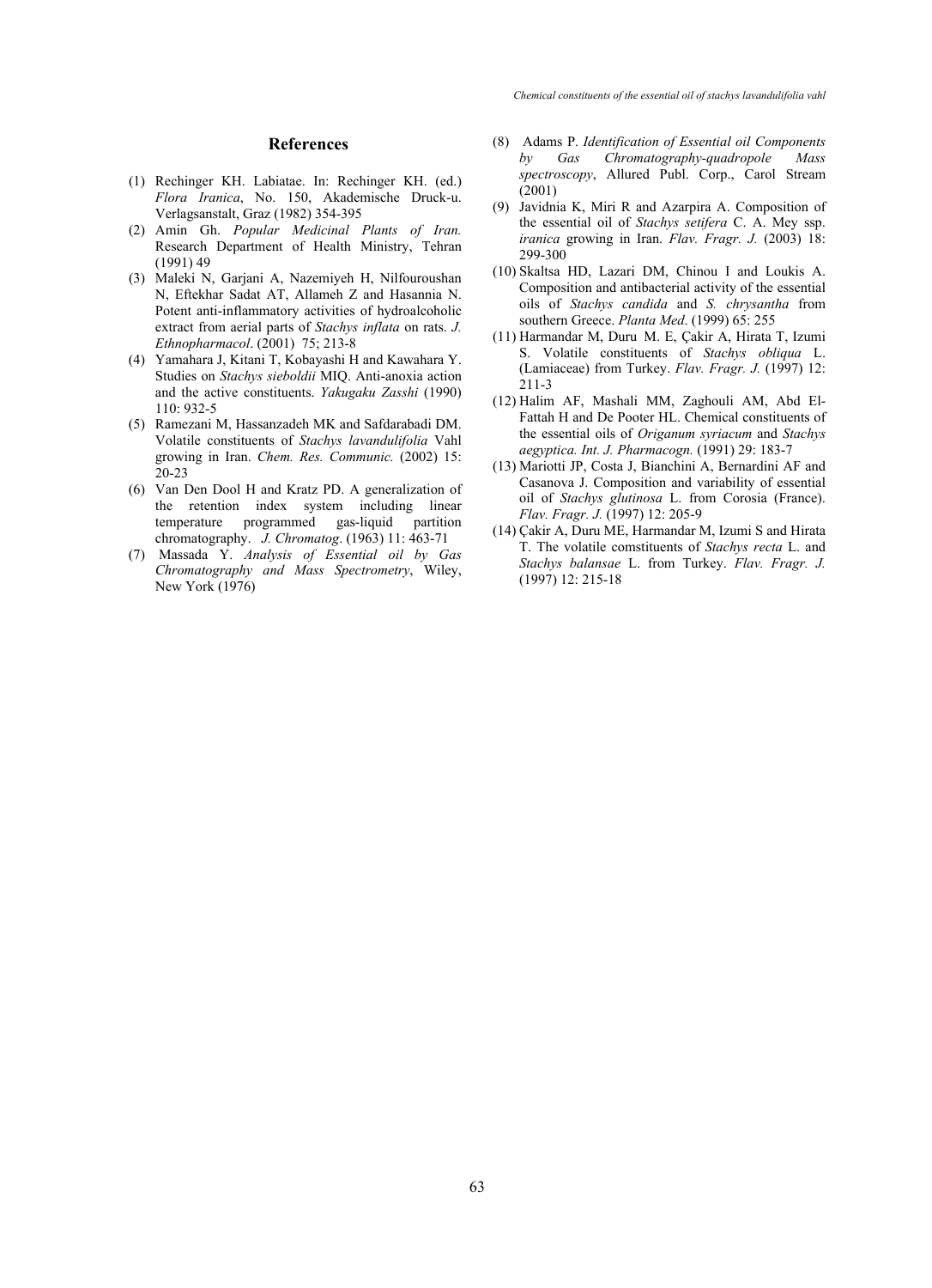## References

(1) Rechinger KH. Labiatae. In: Rechinger KH. (ed.) *Flora Iranica*, No. 150, Akademische Druck-u. Verlagsanstalt, Graz (1982) 354-395

(2) Amin Gh. *Popular Medicinal Plants of Iran.* Research Department of Health Ministry, Tehran (1991) 49

(3) Maleki N, Garjani A, Nazemiyeh H, Nilfouroushan N, Eftekhar Sadat AT, Allameh Z and Hasannia N. Potent anti-inflammatory activities of hydroalcoholic extract from aerial parts of *Stachys inflata* on rats. *J. Ethnopharmacol*. (2001) 75; 213-8

(4) Yamahara J, Kitani T, Kobayashi H and Kawahara Y. Studies on *Stachys sieboldii* MIQ. Anti-anoxia action and the active constituents. *Yakugaku Zasshi* (1990) 110: 932-5

(5) Ramezani M, Hassanzadeh MK and Safdarabadi DM. Volatile constituents of *Stachys lavandulifolia* Vahl growing in Iran. *Chem. Res. Communic.* (2002) 15: 20-23

(6) Van Den Dool H and Kratz PD. A generalization of the retention index system including linear temperature programmed gas-liquid partition chromatography. *J. Chromatog*. (1963) 11: 463-71

(7) Massada Y. *Analysis of Essential oil by Gas Chromatography and Mass Spectrometry*, Wiley, New York (1976)

(8) Adams P. *Identification of Essential oil Components by Gas Chromatography-quadropole Mass spectroscopy*, Allured Publ. Corp., Carol Stream (2001)

(9) Javidnia K, Miri R and Azarpira A. Composition of the essential oil of *Stachys setifera* C. A. Mey ssp. *iranica* growing in Iran. *Flav. Fragr. J.* (2003) 18: 299-300

(10) Skaltsa HD, Lazari DM, Chinou I and Loukis A. Composition and antibacterial activity of the essential oils of *Stachys candida* and *S. chrysantha* from southern Greece. *Planta Med*. (1999) 65: 255

(11) Harmandar M, Duru M. E, Çakir A, Hirata T, Izumi S. Volatile constituents of *Stachys obliqua* L. (Lamiaceae) from Turkey. *Flav. Fragr. J.* (1997) 12: 211-3

(12) Halim AF, Mashali MM, Zaghouli AM, Abd El-Fattah H and De Pooter HL. Chemical constituents of the essential oils of *Origanum syriacum* and *Stachys aegyptica. Int. J. Pharmacogn.* (1991) 29: 183-7

(13) Mariotti JP, Costa J, Bianchini A, Bernardini AF and Casanova J. Composition and variability of essential oil of *Stachys glutinosa* L. from Corosia (France). *Flav. Fragr. J.* (1997) 12: 205-9

(14) Çakir A, Duru ME, Harmandar M, Izumi S and Hirata T. The volatile comstituents of *Stachys recta* L. and *Stachys balansae* L. from Turkey. *Flav. Fragr. J.* (1997) 12: 215-18